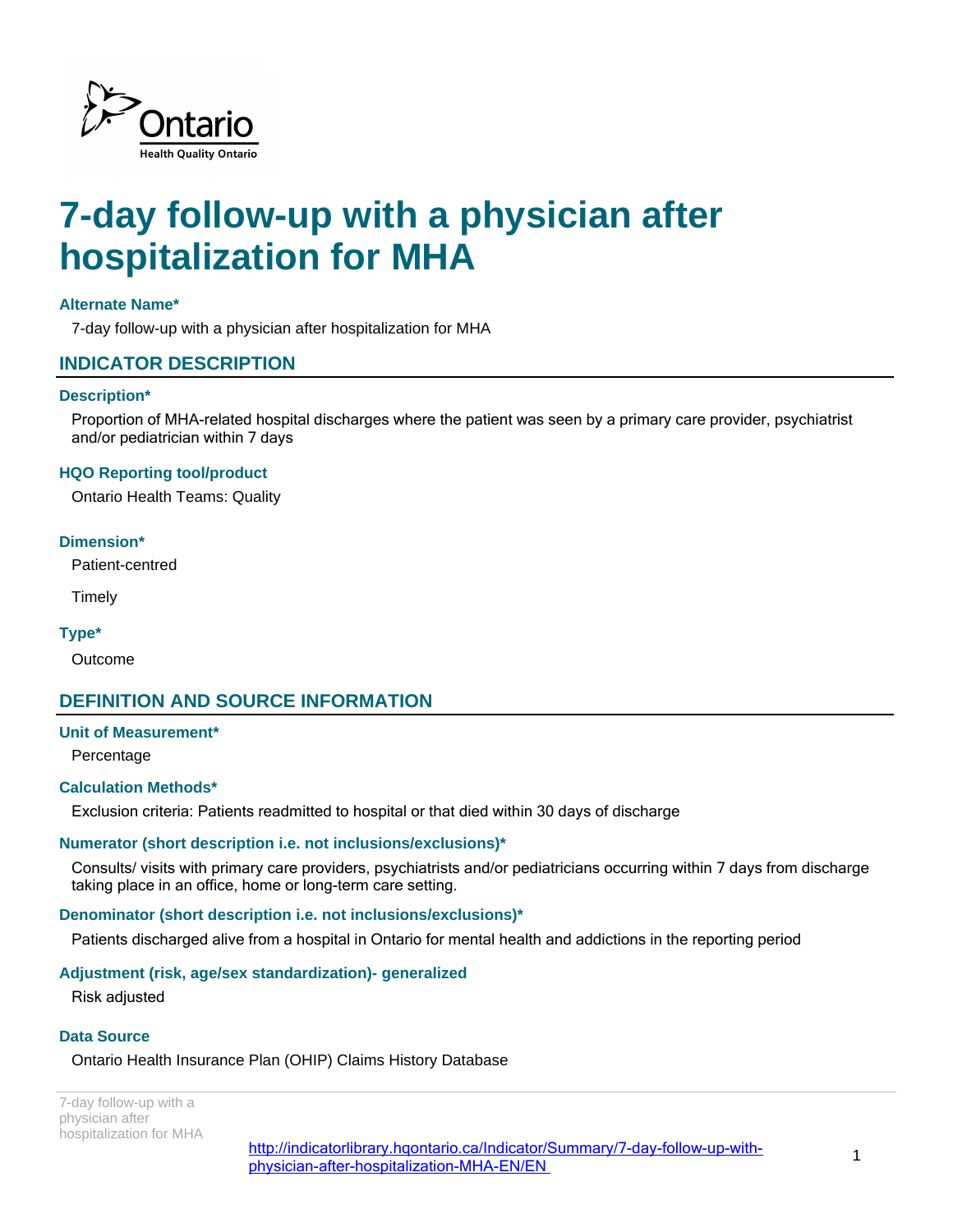Ontario

Health Quality Ontario

# 7-day follow-up with a physician after hospitalization for MHA

### Alternate Name*

7-day follow-up with a physician after hospitalization for MHA

## INDICATOR DESCRIPTION

### Description*

Proportion of MHA-related hospital discharges where the patient was seen by a primary care provider, psychiatrist and/or pediatrician within 7 days

### HQO Reporting tool/product

Ontario Health Teams: Quality

### Dimension*

Patient-centred

Timely

### Type*

Outcome

## DEFINITION AND SOURCE INFORMATION

### Unit of Measurement*

Percentage

### Calculation Methods*

Exclusion criteria: Patients readmitted to hospital or that died within 30 days of discharge

### Numerator (short description i.e. not inclusions/exclusions)*

Consults/ visits with primary care providers, psychiatrists and/or pediatricians occurring within 7 days from discharge taking place in an office, home or long-term care setting.

### Denominator (short description i.e. not inclusions/exclusions)*

Patients discharged alive from a hospital in Ontario for mental health and addictions in the reporting period

### Adjustment (risk, age/sex standardization)- generalized

Risk adjusted

### Data Source

Ontario Health Insurance Plan (OHIP) Claims History Database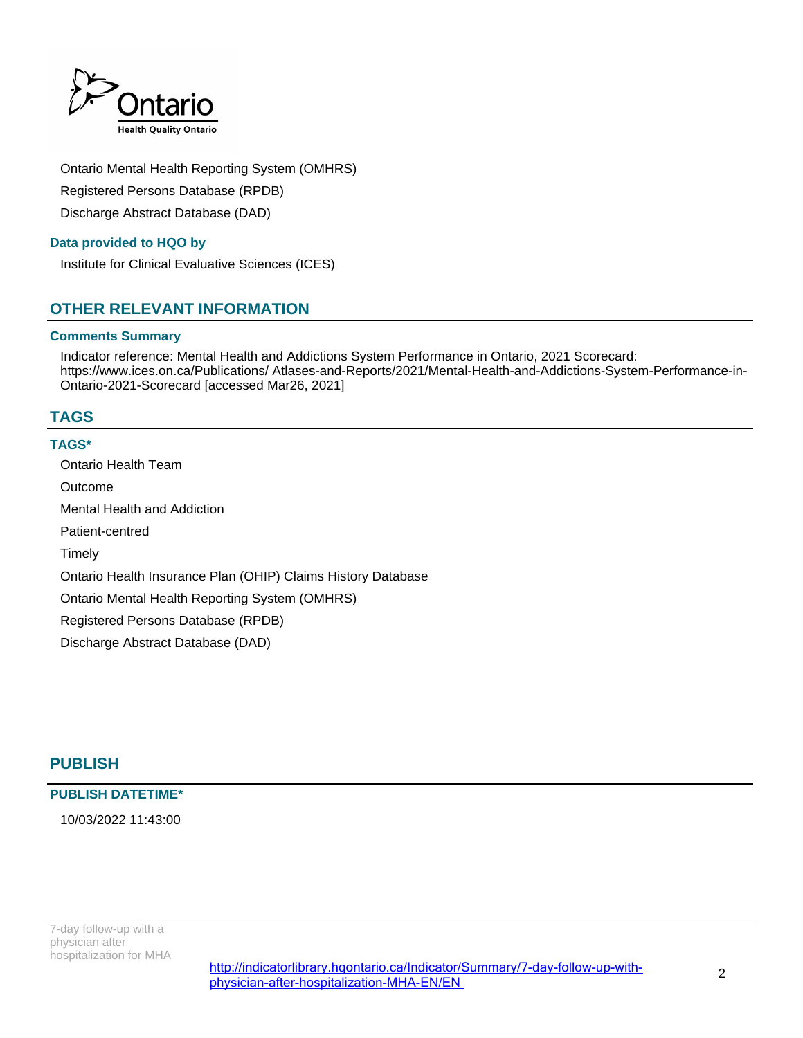Ontario Mental Health Reporting System (OMHRS)

Registered Persons Database (RPDB)

Discharge Abstract Database (DAD)

### Data provided to HQO by

Institute for Clinical Evaluative Sciences (ICES)

## OTHER RELEVANT INFORMATION

### Comments Summary

Indicator reference: Mental Health and Addictions System Performance in Ontario, 2021 Scorecard: https://www.ices.on.ca/Publications/ Atlases-and-Reports/2021/Mental-Health-and-Addictions-System-Performance-in-Ontario-2021-Scorecard [accessed Mar26, 2021]

## TAGS

### TAGS*

Ontario Health Team

Outcome

Mental Health and Addiction

Patient-centred

Timely

Ontario Health Insurance Plan (OHIP) Claims History Database

Ontario Mental Health Reporting System (OMHRS)

Registered Persons Database (RPDB)

Discharge Abstract Database (DAD)

## PUBLISH

### PUBLISH DATETIME*

10/03/2022 11:43:00